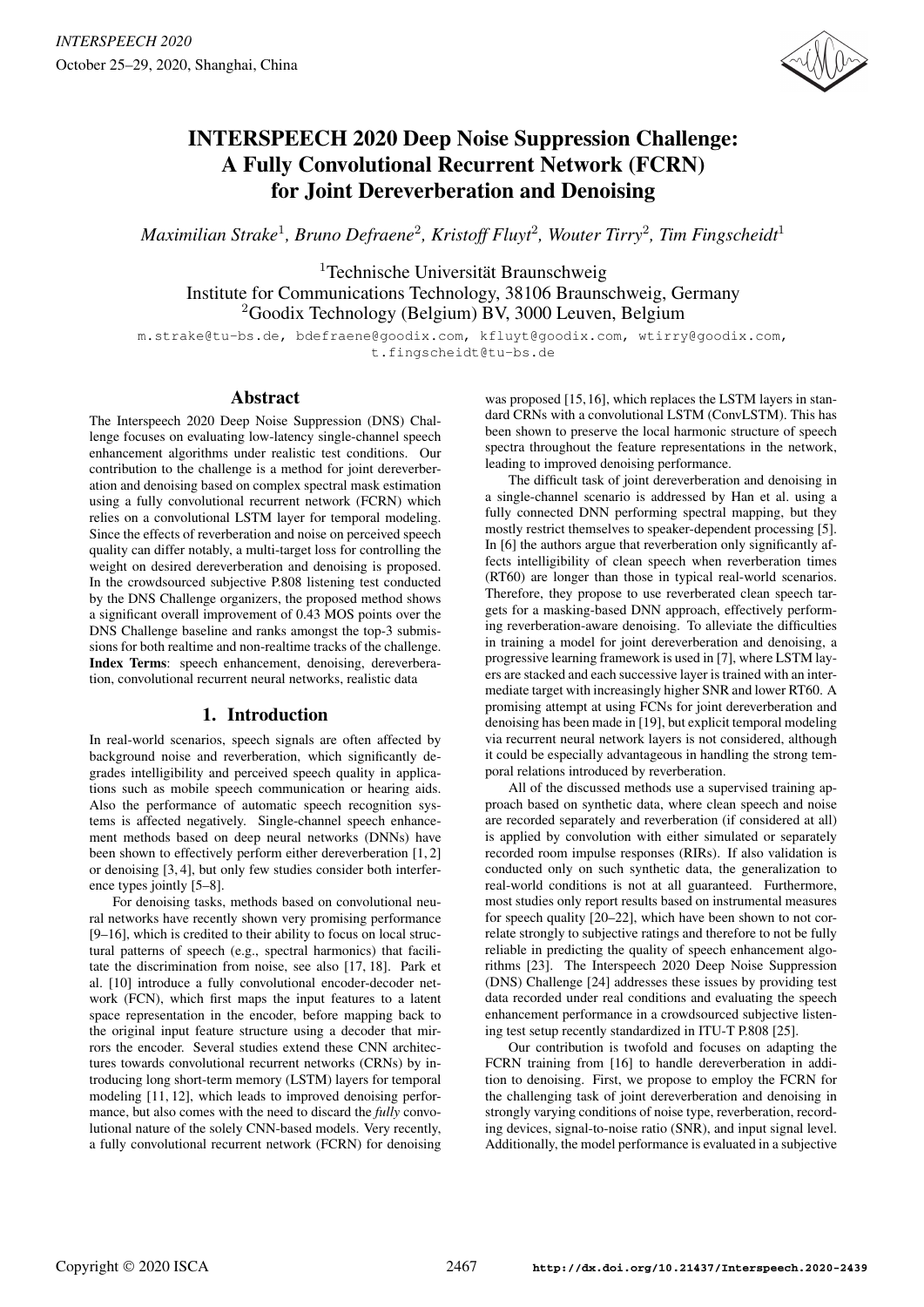# INTERSPEECH 2020 Deep Noise Suppression Challenge: A Fully Convolutional Recurrent Network (FCRN) for Joint Dereverberation and Denoising

*Maximilian Strake[1], Bruno Defraene[2], Kristoff Fluyt[2], Wouter Tirry[2], Tim Fingscheidt[1]*

[1]Technische Universität Braunschweig
Institute for Communications Technology, 38106 Braunschweig, Germany
[2]Goodix Technology (Belgium) BV, 3000 Leuven, Belgium

m.strake@tu-bs.de, bdefraene@goodix.com, kfluyt@goodix.com, wtirry@goodix.com, t.fingscheidt@tu-bs.de

## Abstract

The Interspeech 2020 Deep Noise Suppression (DNS) Challenge focuses on evaluating low-latency single-channel speech enhancement algorithms under realistic test conditions. Our contribution to the challenge is a method for joint dereverberation and denoising based on complex spectral mask estimation using a fully convolutional recurrent network (FCRN) which relies on a convolutional LSTM layer for temporal modeling. Since the effects of reverberation and noise on perceived speech quality can differ notably, a multi-target loss for controlling the weight on desired dereverberation and denoising is proposed. In the crowdsourced subjective P.808 listening test conducted by the DNS Challenge organizers, the proposed method shows a significant overall improvement of 0.43 MOS points over the DNS Challenge baseline and ranks amongst the top-3 submissions for both realtime and non-realtime tracks of the challenge.

**Index Terms**: speech enhancement, denoising, dereverberation, convolutional recurrent neural networks, realistic data

## 1. Introduction

In real-world scenarios, speech signals are often affected by background noise and reverberation, which significantly degrades intelligibility and perceived speech quality in applications such as mobile speech communication or hearing aids. Also the performance of automatic speech recognition systems is affected negatively. Single-channel speech enhancement methods based on deep neural networks (DNNs) have been shown to effectively perform either dereverberation [1, 2] or denoising [3, 4], but only few studies consider both interference types jointly [5–8].

For denoising tasks, methods based on convolutional neural networks have recently shown very promising performance [9–16], which is credited to their ability to focus on local structural patterns of speech (e.g., spectral harmonics) that facilitate the discrimination from noise, see also [17, 18]. Park et al. [10] introduce a fully convolutional encoder-decoder network (FCN), which first maps the input features to a latent space representation in the encoder, before mapping back to the original input feature structure using a decoder that mirrors the encoder. Several studies extend these CNN architectures towards convolutional recurrent networks (CRNs) by introducing long short-term memory (LSTM) layers for temporal modeling [11, 12], which leads to improved denoising performance, but also comes with the need to discard the *fully* convolutional nature of the solely CNN-based models. Very recently, a fully convolutional recurrent network (FCRN) for denoising was proposed [15, 16], which replaces the LSTM layers in standard CRNs with a convolutional LSTM (ConvLSTM). This has been shown to preserve the local harmonic structure of speech spectra throughout the feature representations in the network, leading to improved denoising performance.

The difficult task of joint dereverberation and denoising in a single-channel scenario is addressed by Han et al. using a fully connected DNN performing spectral mapping, but they mostly restrict themselves to speaker-dependent processing [5]. In [6] the authors argue that reverberation only significantly affects intelligibility of clean speech when reverberation times (RT60) are longer than those in typical real-world scenarios. Therefore, they propose to use reverberated clean speech targets for a masking-based DNN approach, effectively performing reverberation-aware denoising. To alleviate the difficulties in training a model for joint dereverberation and denoising, a progressive learning framework is used in [7], where LSTM layers are stacked and each successive layer is trained with an intermediate target with increasingly higher SNR and lower RT60. A promising attempt at using FCNs for joint dereverberation and denoising has been made in [19], but explicit temporal modeling via recurrent neural network layers is not considered, although it could be especially advantageous in handling the strong temporal relations introduced by reverberation.

All of the discussed methods use a supervised training approach based on synthetic data, where clean speech and noise are recorded separately and reverberation (if considered at all) is applied by convolution with either simulated or separately recorded room impulse responses (RIRs). If also validation is conducted only on such synthetic data, the generalization to real-world conditions is not at all guaranteed. Furthermore, most studies only report results based on instrumental measures for speech quality [20–22], which have been shown to not correlate strongly to subjective ratings and therefore to not be fully reliable in predicting the quality of speech enhancement algorithms [23]. The Interspeech 2020 Deep Noise Suppression (DNS) Challenge [24] addresses these issues by providing test data recorded under real conditions and evaluating the speech enhancement performance in a crowdsourced subjective listening test setup recently standardized in ITU-T P.808 [25].

Our contribution is twofold and focuses on adapting the FCRN training from [16] to handle dereverberation in addition to denoising. First, we propose to employ the FCRN for the challenging task of joint dereverberation and denoising in strongly varying conditions of noise type, reverberation, recording devices, signal-to-noise ratio (SNR), and input signal level. Additionally, the model performance is evaluated in a subjective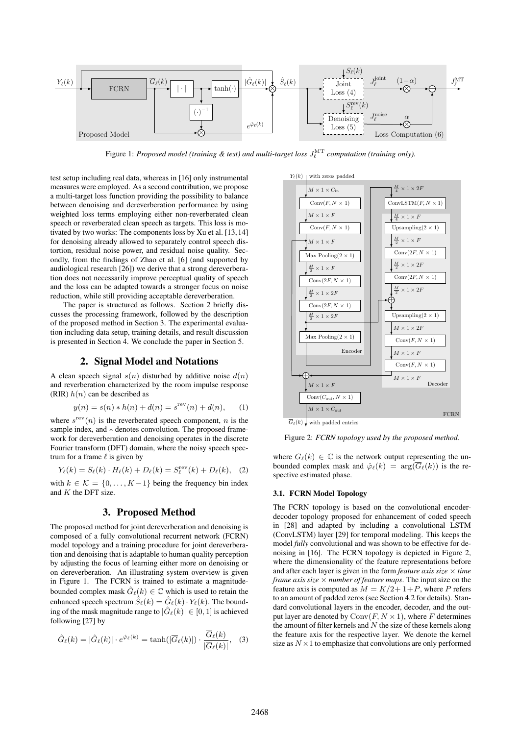Figure 1: *Proposed model (training & test) and multi-target loss $J_\ell^{\mathrm{MT}}$ computation (training only).*

test setup including real data, whereas in [16] only instrumental measures were employed. As a second contribution, we propose a multi-target loss function providing the possibility to balance between denoising and dereverberation performance by using weighted loss terms employing either non-reverberated clean speech or reverberated clean speech as targets. This loss is motivated by two works: The components loss by Xu et al. [13, 14] for denoising already allowed to separately control speech distortion, residual noise power, and residual noise quality. Secondly, from the findings of Zhao et al. [6] (and supported by audiological research [26]) we derive that a strong dereverberation does not necessarily improve perceptual quality of speech and the loss can be adapted towards a stronger focus on noise reduction, while still providing acceptable dereverberation.

The paper is structured as follows. Section 2 briefly discusses the processing framework, followed by the description of the proposed method in Section 3. The experimental evaluation including data setup, training details, and result discussion is presented in Section 4. We conclude the paper in Section 5.

## 2. Signal Model and Notations

A clean speech signal $s(n)$ disturbed by additive noise $d(n)$ and reverberation characterized by the room impulse response (RIR) $h(n)$ can be described as

$$y(n) = s(n) * h(n) + d(n) = s^{\mathrm{rev}}(n) + d(n), \qquad (1)$$

where $s^{\mathrm{rev}}(n)$ is the reverberated speech component, $n$ is the sample index, and $*$ denotes convolution. The proposed framework for dereverberation and denoising operates in the discrete Fourier transform (DFT) domain, where the noisy speech spectrum for a frame $\ell$ is given by

$$Y_\ell(k) = S_\ell(k) \cdot H_\ell(k) + D_\ell(k) = S_\ell^{\mathrm{rev}}(k) + D_\ell(k), \qquad (2)$$

with $k \in \mathcal{K} = \{0, \ldots, K-1\}$ being the frequency bin index and $K$ the DFT size.

## 3. Proposed Method

The proposed method for joint dereverberation and denoising is composed of a fully convolutional recurrent network (FCRN) model topology and a training procedure for joint dereverberation and denoising that is adaptable to human quality perception by adjusting the focus of learning either more on denoising or on dereverberation. An illustrating system overview is given in Figure 1. The FCRN is trained to estimate a magnitude-bounded complex mask $\hat{G}_\ell(k) \in \mathbb{C}$ which is used to retain the enhanced speech spectrum $\hat{S}_\ell(k) = \hat{G}_\ell(k) \cdot Y_\ell(k)$. The bounding of the mask magnitude range to $|\hat{G}_\ell(k)| \in [0, 1]$ is achieved following [27] by

$$\hat{G}_\ell(k) = |\hat{G}_\ell(k)| \cdot e^{\hat{\varphi}_\ell(k)} = \tanh(|\overline{G}_\ell(k)|) \cdot \frac{\overline{G}_\ell(k)}{|\overline{G}_\ell(k)|}, \qquad (3)$$

Figure 2: *FCRN topology used by the proposed method.*

where $\overline{G}_\ell(k) \in \mathbb{C}$ is the network output representing the unbounded complex mask and $\hat{\varphi}_\ell(k) = \arg(\overline{G}_\ell(k))$ is the respective estimated phase.

### 3.1. FCRN Model Topology

The FCRN topology is based on the convolutional encoder-decoder topology proposed for enhancement of coded speech in [28] and adapted by including a convolutional LSTM (ConvLSTM) layer [29] for temporal modeling. This keeps the model *fully* convolutional and was shown to be effective for denoising in [16]. The FCRN topology is depicted in Figure 2, where the dimensionality of the feature representations before and after each layer is given in the form *feature axis size* × *time frame axis size* × *number of feature maps*. The input size on the feature axis is computed as $M = K/2 + 1 + P$, where $P$ refers to an amount of padded zeros (see Section 4.2 for details). Standard convolutional layers in the encoder, decoder, and the output layer are denoted by $\mathrm{Conv}(F, N \times 1)$, where $F$ determines the amount of filter kernels and $N$ the size of these kernels along the feature axis for the respective layer. We denote the kernel size as $N \times 1$ to emphasize that convolutions are only performed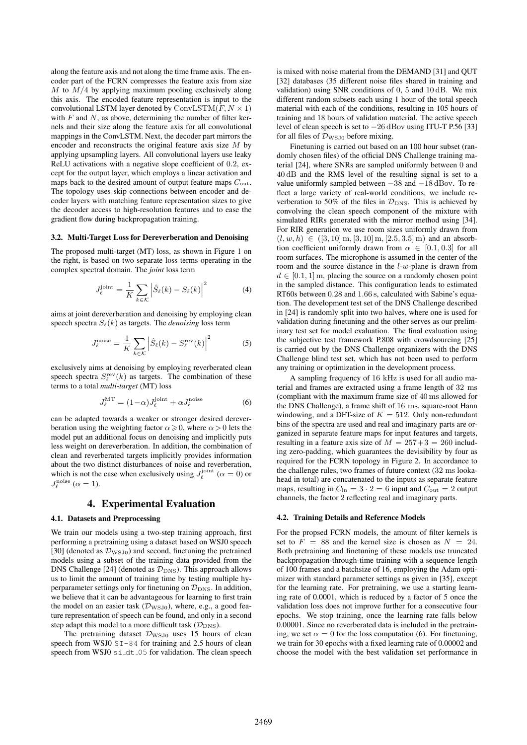along the feature axis and not along the time frame axis. The encoder part of the FCRN compresses the feature axis from size $M$ to $M/4$ by applying maximum pooling exclusively along this axis. The encoded feature representation is input to the convolutional LSTM layer denoted by $\mathrm{ConvLSTM}(F, N \times 1)$ with $F$ and $N$, as above, determining the number of filter kernels and their size along the feature axis for all convolutional mappings in the ConvLSTM. Next, the decoder part mirrors the encoder and reconstructs the original feature axis size $M$ by applying upsampling layers. All convolutional layers use leaky ReLU activations with a negative slope coefficient of 0.2, except for the output layer, which employs a linear activation and maps back to the desired amount of output feature maps $C_{\mathrm{out}}$. The topology uses skip connections between encoder and decoder layers with matching feature representation sizes to give the decoder access to high-resolution features and to ease the gradient flow during backpropagation training.

### 3.2. Multi-Target Loss for Dereverberation and Denoising

The proposed multi-target (MT) loss, as shown in Figure 1 on the right, is based on two separate loss terms operating in the complex spectral domain. The *joint* loss term

$$J_\ell^{\mathrm{joint}} = \frac{1}{K} \sum_{k \in \mathcal{K}} \left| \hat{S}_\ell(k) - S_\ell(k) \right|^2 \tag{4}$$

aims at joint dereverberation and denoising by employing clean speech spectra $S_\ell(k)$ as targets. The *denoising* loss term

$$J_\ell^{\mathrm{noise}} = \frac{1}{K} \sum_{k \in \mathcal{K}} \left| \hat{S}_\ell(k) - S_\ell^{\mathrm{rev}}(k) \right|^2 \tag{5}$$

exclusively aims at denoising by employing reverberated clean speech spectra $S_\ell^{\mathrm{rev}}(k)$ as targets. The combination of these terms to a total *multi-target* (MT) loss

$$J_\ell^{\mathrm{MT}} = (1-\alpha) J_\ell^{\mathrm{joint}} + \alpha J_\ell^{\mathrm{noise}} \tag{6}$$

can be adapted towards a weaker or stronger desired dereverberation using the weighting factor $\alpha \geqslant 0$, where $\alpha > 0$ lets the model put an additional focus on denoising and implicitly puts less weight on dereverberation. In addition, the combination of clean and reverberated targets implicitly provides information about the two distinct disturbances of noise and reverberation, which is not the case when exclusively using $J_\ell^{\mathrm{joint}}$ ($\alpha = 0$) or $J_\ell^{\mathrm{noise}}$ ($\alpha = 1$).

## 4. Experimental Evaluation

### 4.1. Datasets and Preprocessing

We train our models using a two-step training approach, first performing a pretraining using a dataset based on WSJ0 speech [30] (denoted as $\mathcal{D}_{\mathrm{WSJ0}}$) and second, finetuning the pretrained models using a subset of the training data provided from the DNS Challenge [24] (denoted as $\mathcal{D}_{\mathrm{DNS}}$). This approach allows us to limit the amount of training time by testing multiple hyperparameter settings only for finetuning on $\mathcal{D}_{\mathrm{DNS}}$. In addition, we believe that it can be advantageous for learning to first train the model on an easier task ($\mathcal{D}_{\mathrm{WSJ0}}$), where, e.g., a good feature representation of speech can be found, and only in a second step adapt this model to a more difficult task ($\mathcal{D}_{\mathrm{DNS}}$).

The pretraining dataset $\mathcal{D}_{\mathrm{WSJ0}}$ uses 15 hours of clean speech from WSJ0 `SI-84` for training and 2.5 hours of clean speech from WSJ0 `si_dt_05` for validation. The clean speech is mixed with noise material from the DEMAND [31] and QUT [32] databases (35 different noise files shared in training and validation) using SNR conditions of 0, 5 and 10 dB. We mix different random subsets each using 1 hour of the total speech material with each of the conditions, resulting in 105 hours of training and 18 hours of validation material. The active speech level of clean speech is set to $-26$ dBov using ITU-T P.56 [33] for all files of $\mathcal{D}_{\mathrm{WSJ0}}$ before mixing.

Finetuning is carried out based on an 100 hour subset (randomly chosen files) of the official DNS Challenge training material [24], where SNRs are sampled uniformly between 0 and 40 dB and the RMS level of the resulting signal is set to a value uniformly sampled between $-38$ and $-18$ dBov. To reflect a large variety of real-world conditions, we include reverberation to 50% of the files in $\mathcal{D}_{\mathrm{DNS}}$. This is achieved by convolving the clean speech component of the mixture with simulated RIRs generated with the mirror method using [34]. For RIR generation we use room sizes uniformly drawn from $(l, w, h) \in ([3, 10]\,\mathrm{m}, [3, 10]\,\mathrm{m}, [2.5, 3.5]\,\mathrm{m})$ and an absorption coefficient uniformly drawn from $\alpha \in [0.1, 0.3]$ for all room surfaces. The microphone is assumed in the center of the room and the source distance in the $l$-$w$-plane is drawn from $d \in [0.1, 1]$ m, placing the source on a randomly chosen point in the sampled distance. This configuration leads to estimated RT60s between 0.28 and 1.66 s, calculated with Sabine's equation. The development test set of the DNS Challenge described in [24] is randomly split into two halves, where one is used for validation during finetuning and the other serves as our preliminary test set for model evaluation. The final evaluation using the subjective test framework P.808 with crowdsourcing [25] is carried out by the DNS Challenge organizers with the DNS Challenge blind test set, which has not been used to perform any training or optimization in the development process.

A sampling frequency of 16 kHz is used for all audio material and frames are extracted using a frame length of 32 ms (compliant with the maximum frame size of 40 ms allowed for the DNS Challenge), a frame shift of 16 ms, square-root Hann windowing, and a DFT-size of $K = 512$. Only non-redundant bins of the spectra are used and real and imaginary parts are organized in separate feature maps for input features and targets, resulting in a feature axis size of $M = 257 + 3 = 260$ including zero-padding, which guarantees the devisibility by four as required for the FCRN topology in Figure 2. In accordance to the challenge rules, two frames of future context (32 ms lookahead in total) are concatenated to the inputs as separate feature maps, resulting in $C_{\mathrm{in}} = 3 \cdot 2 = 6$ input and $C_{\mathrm{out}} = 2$ output channels, the factor 2 reflecting real and imaginary parts.

### 4.2. Training Details and Reference Models

For the propsed FCRN models, the amount of filter kernels is set to $F = 88$ and the kernel size is chosen as $N = 24$. Both pretraining and finetuning of these models use truncated backpropagation-through-time training with a sequence length of 100 frames and a batchsize of 16, employing the Adam optimizer with standard parameter settings as given in [35], except for the learning rate. For pretraining, we use a starting learning rate of 0.0001, which is reduced by a factor of 5 once the validation loss does not improve further for a consecutive four epochs. We stop training, once the learning rate falls below 0.00001. Since no reverberated data is included in the pretraining, we set $\alpha = 0$ for the loss computation (6). For finetuning, we train for 30 epochs with a fixed learning rate of 0.00002 and choose the model with the best validation set performance in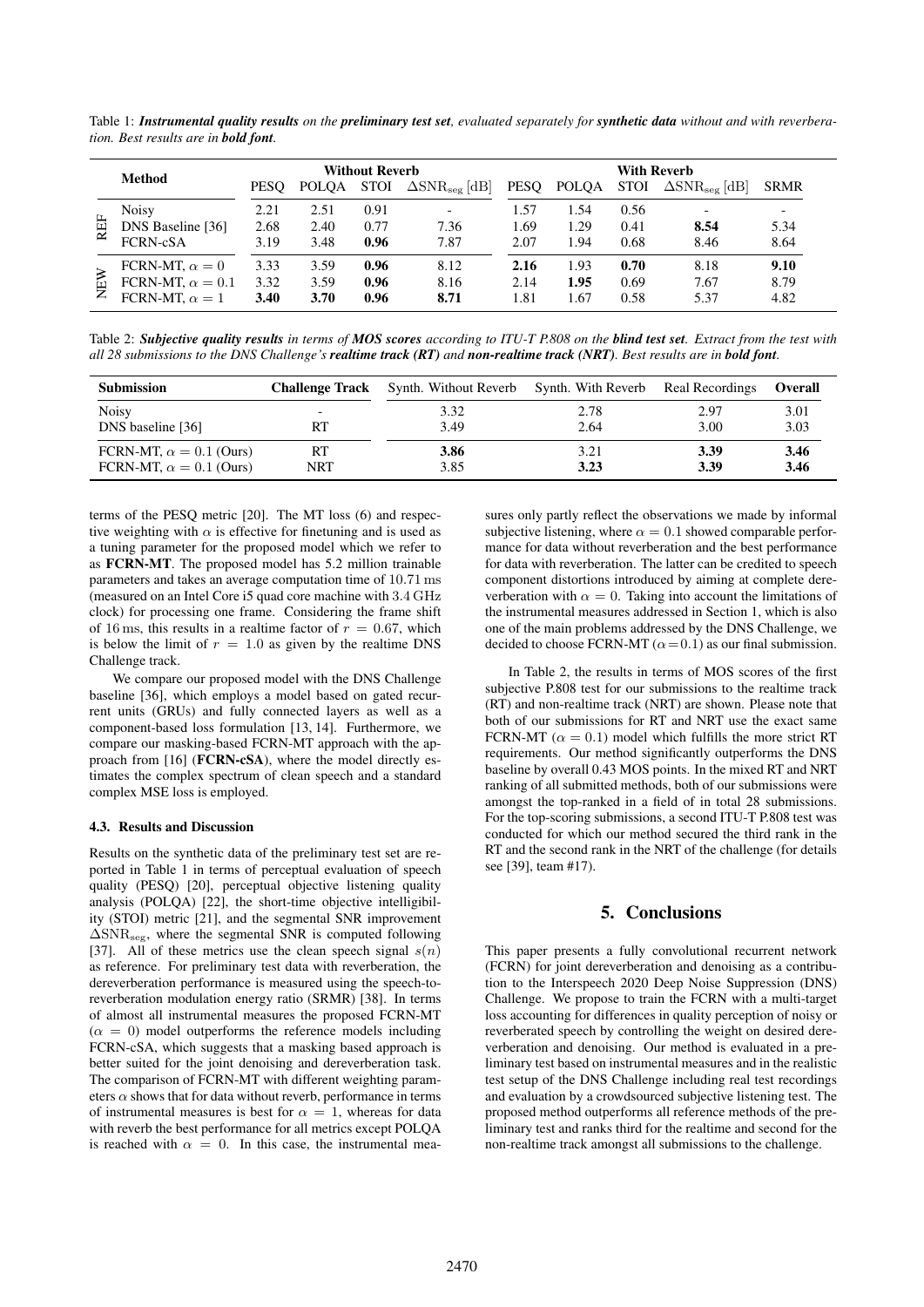Table 1: ***Instrumental quality results*** *on the* ***preliminary test set****, evaluated separately for* ***synthetic data*** *without and with reverberation. Best results are in* ***bold font****.*

| | Method | Without Reverb | | | | With Reverb | | | | |
|---|---|---|---|---|---|---|---|---|---|---|
| | | PESQ | POLQA | STOI | $\Delta\text{SNR}_\text{seg}$ [dB] | PESQ | POLQA | STOI | $\Delta\text{SNR}_\text{seg}$ [dB] | SRMR |
| REF | Noisy | 2.21 | 2.51 | 0.91 | - | 1.57 | 1.54 | 0.56 | - | - |
| REF | DNS Baseline [36] | 2.68 | 2.40 | 0.77 | 7.36 | 1.69 | 1.29 | 0.41 | **8.54** | 5.34 |
| REF | FCRN-cSA | 3.19 | 3.48 | **0.96** | 7.87 | 2.07 | 1.94 | 0.68 | 8.46 | 8.64 |
| NEW | FCRN-MT, $\alpha = 0$ | 3.33 | 3.59 | **0.96** | 8.12 | **2.16** | 1.93 | **0.70** | 8.18 | **9.10** |
| NEW | FCRN-MT, $\alpha = 0.1$ | 3.32 | 3.59 | **0.96** | 8.16 | 2.14 | **1.95** | 0.69 | 7.67 | 8.79 |
| NEW | FCRN-MT, $\alpha = 1$ | **3.40** | **3.70** | **0.96** | **8.71** | 1.81 | 1.67 | 0.58 | 5.37 | 4.82 |

Table 2: ***Subjective quality results*** *in terms of* ***MOS scores*** *according to ITU-T P.808 on the* ***blind test set****. Extract from the test with all 28 submissions to the DNS Challenge's* ***realtime track (RT)*** *and* ***non-realtime track (NRT)****. Best results are in* ***bold font****.*

| Submission | Challenge Track | Synth. Without Reverb | Synth. With Reverb | Real Recordings | Overall |
|---|---|---|---|---|---|
| Noisy | - | 3.32 | 2.78 | 2.97 | 3.01 |
| DNS baseline [36] | RT | 3.49 | 2.64 | 3.00 | 3.03 |
| FCRN-MT, $\alpha = 0.1$ (Ours) | RT | **3.86** | 3.21 | **3.39** | **3.46** |
| FCRN-MT, $\alpha = 0.1$ (Ours) | NRT | 3.85 | **3.23** | **3.39** | **3.46** |

terms of the PESQ metric [20]. The MT loss (6) and respective weighting with $\alpha$ is effective for finetuning and is used as a tuning parameter for the proposed model which we refer to as **FCRN-MT**. The proposed model has 5.2 million trainable parameters and takes an average computation time of 10.71 ms (measured on an Intel Core i5 quad core machine with 3.4 GHz clock) for processing one frame. Considering the frame shift of 16 ms, this results in a realtime factor of $r = 0.67$, which is below the limit of $r = 1.0$ as given by the realtime DNS Challenge track.

We compare our proposed model with the DNS Challenge baseline [36], which employs a model based on gated recurrent units (GRUs) and fully connected layers as well as a component-based loss formulation [13, 14]. Furthermore, we compare our masking-based FCRN-MT approach with the approach from [16] (**FCRN-cSA**), where the model directly estimates the complex spectrum of clean speech and a standard complex MSE loss is employed.

#### 4.3. Results and Discussion

Results on the synthetic data of the preliminary test set are reported in Table 1 in terms of perceptual evaluation of speech quality (PESQ) [20], perceptual objective listening quality analysis (POLQA) [22], the short-time objective intelligibility (STOI) metric [21], and the segmental SNR improvement $\Delta\text{SNR}_\text{seg}$, where the segmental SNR is computed following [37]. All of these metrics use the clean speech signal $s(n)$ as reference. For preliminary test data with reverberation, the dereverberation performance is measured using the speech-to-reverberation modulation energy ratio (SRMR) [38]. In terms of almost all instrumental measures the proposed FCRN-MT ($\alpha = 0$) model outperforms the reference models including FCRN-cSA, which suggests that a masking based approach is better suited for the joint denoising and dereverberation task. The comparison of FCRN-MT with different weighting parameters $\alpha$ shows that for data without reverb, performance in terms of instrumental measures is best for $\alpha = 1$, whereas for data with reverb the best performance for all metrics except POLQA is reached with $\alpha = 0$. In this case, the instrumental measures only partly reflect the observations we made by informal subjective listening, where $\alpha = 0.1$ showed comparable performance for data without reverberation and the best performance for data with reverberation. The latter can be credited to speech component distortions introduced by aiming at complete dereverberation with $\alpha = 0$. Taking into account the limitations of the instrumental measures addressed in Section 1, which is also one of the main problems addressed by the DNS Challenge, we decided to choose FCRN-MT ($\alpha = 0.1$) as our final submission.

In Table 2, the results in terms of MOS scores of the first subjective P.808 test for our submissions to the realtime track (RT) and non-realtime track (NRT) are shown. Please note that both of our submissions for RT and NRT use the exact same FCRN-MT ($\alpha = 0.1$) model which fulfills the more strict RT requirements. Our method significantly outperforms the DNS baseline by overall 0.43 MOS points. In the mixed RT and NRT ranking of all submitted methods, both of our submissions were amongst the top-ranked in a field of in total 28 submissions. For the top-scoring submissions, a second ITU-T P.808 test was conducted for which our method secured the third rank in the RT and the second rank in the NRT of the challenge (for details see [39], team #17).

## 5. Conclusions

This paper presents a fully convolutional recurrent network (FCRN) for joint dereverberation and denoising as a contribution to the Interspeech 2020 Deep Noise Suppression (DNS) Challenge. We propose to train the FCRN with a multi-target loss accounting for differences in quality perception of noisy or reverberated speech by controlling the weight on desired dereverberation and denoising. Our method is evaluated in a preliminary test based on instrumental measures and in the realistic test setup of the DNS Challenge including real test recordings and evaluation by a crowdsourced subjective listening test. The proposed method outperforms all reference methods of the preliminary test and ranks third for the realtime and second for the non-realtime track amongst all submissions to the challenge.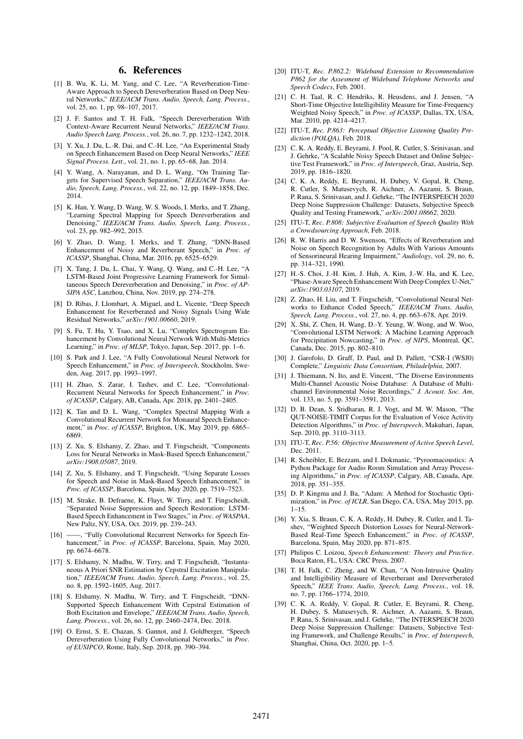## 6. References

[1] B. Wu, K. Li, M. Yang, and C. Lee, "A Reverberation-Time-Aware Approach to Speech Dereverberation Based on Deep Neural Networks," *IEEE/ACM Trans. Audio, Speech, Lang. Process.*, vol. 25, no. 1, pp. 98–107, 2017.

[2] J. F. Santos and T. H. Falk, "Speech Dereverberation With Context-Aware Recurrent Neural Networks," *IEEE/ACM Trans. Audio Speech Lang. Process.*, vol. 26, no. 7, pp. 1232–1242, 2018.

[3] Y. Xu, J. Du, L.-R. Dai, and C.-H. Lee, "An Experimental Study on Speech Enhancement Based on Deep Neural Networks," *IEEE Signal Process. Lett.*, vol. 21, no. 1, pp. 65–68, Jan. 2014.

[4] Y. Wang, A. Narayanan, and D. L. Wang, "On Training Targets for Supervised Speech Separation," *IEEE/ACM Trans. Audio, Speech, Lang. Process.*, vol. 22, no. 12, pp. 1849–1858, Dec. 2014.

[5] K. Han, Y. Wang, D. Wang, W. S. Woods, I. Merks, and T. Zhang, "Learning Spectral Mapping for Speech Dereverberation and Denoising," *IEEE/ACM Trans. Audio, Speech, Lang. Process.*, vol. 23, pp. 982–992, 2015.

[6] Y. Zhao, D. Wang, I. Merks, and T. Zhang, "DNN-Based Enhancement of Noisy and Reverberant Speech," in *Proc. of ICASSP*, Shanghai, China, Mar. 2016, pp. 6525–6529.

[7] X. Tang, J. Du, L. Chai, Y. Wang, Q. Wang, and C.-H. Lee, "A LSTM-Based Joint Progressive Learning Framework for Simultaneous Speech Dereverberation and Denoising," in *Proc. of AP-SIPA ASC*, Lanzhou, China, Nov. 2019, pp. 274–278.

[8] D. Ribas, J. Llombart, A. Miguel, and L. Vicente, "Deep Speech Enhancement for Reverberated and Noisy Signals Using Wide Residual Networks," *arXiv:1901.00660*, 2019.

[9] S. Fu, T. Hu, Y. Tsao, and X. Lu, "Complex Spectrogram Enhancement by Convolutional Neural Network With Multi-Metrics Learning," in *Proc. of MLSP*, Tokyo, Japan, Sep. 2017, pp. 1–6.

[10] S. Park and J. Lee, "A Fully Convolutional Neural Network for Speech Enhancement," in *Proc. of Interspeech*, Stockholm, Sweden, Aug. 2017, pp. 1993–1997.

[11] H. Zhao, S. Zarar, I. Tashev, and C. Lee, "Convolutional-Recurrent Neural Networks for Speech Enhancement," in *Proc. of ICASSP*, Calgary, AB, Canada, Apr. 2018, pp. 2401–2405.

[12] K. Tan and D. L. Wang, "Complex Spectral Mapping With a Convolutional Recurrent Network for Monaural Speech Enhancement," in *Proc. of ICASSP*, Brighton, UK, May 2019, pp. 6865–6869.

[13] Z. Xu, S. Elshamy, Z. Zhao, and T. Fingscheidt, "Components Loss for Neural Networks in Mask-Based Speech Enhancement," *arXiv:1908.05087*, 2019.

[14] Z. Xu, S. Elshamy, and T. Fingscheidt, "Using Separate Losses for Speech and Noise in Mask-Based Speech Enhancement," in *Proc. of ICASSP*, Barcelona, Spain, May 2020, pp. 7519–7523.

[15] M. Strake, B. Defraene, K. Fluyt, W. Tirry, and T. Fingscheidt, "Separated Noise Suppression and Speech Restoration: LSTM-Based Speech Enhancement in Two Stages," in *Proc. of WASPAA*, New Paltz, NY, USA, Oct. 2019, pp. 239–243.

[16] ——, "Fully Convolutional Recurrent Networks for Speech Enhancement," in *Proc. of ICASSP*, Barcelona, Spain, May 2020, pp. 6674–6678.

[17] S. Elshamy, N. Madhu, W. Tirry, and T. Fingscheidt, "Instantaneous A Priori SNR Estimation by Cepstral Excitation Manipulation," *IEEE/ACM Trans. Audio, Speech, Lang. Process.*, vol. 25, no. 8, pp. 1592–1605, Aug. 2017.

[18] S. Elshamy, N. Madhu, W. Tirry, and T. Fingscheidt, "DNN-Supported Speech Enhancement With Cepstral Estimation of Both Excitation and Envelope," *IEEE/ACM Trans. Audio, Speech, Lang. Process.*, vol. 26, no. 12, pp. 2460–2474, Dec. 2018.

[19] O. Ernst, S. E. Chazan, S. Gannot, and J. Goldberger, "Speech Dereverberation Using Fully Convolutional Networks," in *Proc. of EUSIPCO*, Rome, Italy, Sep. 2018, pp. 390–394.

[20] ITU-T, *Rec. P.862.2: Wideband Extension to Recommendation P862 for the Assesment of Wideband Telephone Networks and Speech Codecs*, Feb. 2001.

[21] C. H. Taal, R. C. Hendriks, R. Heusdens, and J. Jensen, "A Short-Time Objective Intelligibility Measure for Time-Frequency Weighted Noisy Speech," in *Proc. of ICASSP*, Dallas, TX, USA, Mar. 2010, pp. 4214–4217.

[22] ITU-T, *Rec. P.863: Perceptual Objective Listening Quality Prediction (POLQA)*, Feb. 2018.

[23] C. K. A. Reddy, E. Beyrami, J. Pool, R. Cutler, S. Srinivasan, and J. Gehrke, "A Scalable Noisy Speech Dataset and Online Subjective Test Framework," in *Proc. of Interspeech*, Graz, Austria, Sep. 2019, pp. 1816–1820.

[24] C. K. A. Reddy, E. Beyrami, H. Dubey, V. Gopal, R. Cheng, R. Cutler, S. Matusevych, R. Aichner, A. Aazami, S. Braun, P. Rana, S. Srinivasan, and J. Gehrke, "The INTERSPEECH 2020 Deep Noise Suppression Challenge: Datasets, Subjective Speech Quality and Testing Framework," *arXiv:2001.08662*, 2020.

[25] ITU-T, *Rec. P.808: Subjective Evaluation of Speech Quality With a Crowdsourcing Approach*, Feb. 2018.

[26] R. W. Harris and D. W. Swenson, "Effects of Reverberation and Noise on Speech Recognition by Adults With Various Amounts of Sensorineural Hearing Impairment," *Audiology*, vol. 29, no. 6, pp. 314–321, 1990.

[27] H.-S. Choi, J.-H. Kim, J. Huh, A. Kim, J.-W. Ha, and K. Lee, "Phase-Aware Speech Enhancement With Deep Complex U-Net," *arXiv:1903.03107*, 2019.

[28] Z. Zhao, H. Liu, and T. Fingscheidt, "Convolutional Neural Networks to Enhance Coded Speech," *IEEE/ACM Trans. Audio, Speech, Lang. Process.*, vol. 27, no. 4, pp. 663–678, Apr. 2019.

[29] X. Shi, Z. Chen, H. Wang, D.-Y. Yeung, W. Wong, and W. Woo, "Convolutional LSTM Network: A Machine Learning Approach for Precipitation Nowcasting," in *Proc. of NIPS*, Montreal, QC, Canada, Dec. 2015, pp. 802–810.

[30] J. Garofolo, D. Graff, D. Paul, and D. Pallett, "CSR-I (WSJ0) Complete," *Linguistic Data Consortium, Philadelphia*, 2007.

[31] J. Thiemann, N. Ito, and E. Vincent, "The Diverse Environments Multi-Channel Acoustic Noise Database: A Database of Multichannel Environmental Noise Recordings," *J. Acoust. Soc. Am*, vol. 133, no. 5, pp. 3591–3591, 2013.

[32] D. B. Dean, S. Sridharan, R. J. Vogt, and M. W. Mason, "The QUT-NOISE-TIMIT Corpus for the Evaluation of Voice Activity Detection Algorithms," in *Proc. of Interspeech*, Makuhari, Japan, Sep. 2010, pp. 3110–3113.

[33] ITU-T, *Rec. P.56: Objective Measurement of Active Speech Level*, Dec. 2011.

[34] R. Scheibler, E. Bezzam, and I. Dokmanic, "Pyroomacoustics: A Python Package for Audio Room Simulation and Array Processing Algorithms," in *Proc. of ICASSP*, Calgary, AB, Canada, Apr. 2018, pp. 351–355.

[35] D. P. Kingma and J. Ba, "Adam: A Method for Stochastic Optimization," in *Proc. of ICLR*, San Diego, CA, USA, May 2015, pp. 1–15.

[36] Y. Xia, S. Braun, C. K. A. Reddy, H. Dubey, R. Cutler, and I. Tashev, "Weighted Speech Distortion Losses for Neural-Network-Based Real-Time Speech Enhancement," in *Proc. of ICASSP*, Barcelona, Spain, May 2020, pp. 871–875.

[37] Philipos C. Loizou, *Speech Enhancement: Theory and Practice*. Boca Raton, FL, USA: CRC Press, 2007.

[38] T. H. Falk, C. Zheng, and W. Chan, "A Non-Intrusive Quality and Intelligibility Measure of Reverberant and Dereverberated Speech," *IEEE Trans. Audio, Speech, Lang. Process.*, vol. 18, no. 7, pp. 1766–1774, 2010.

[39] C. K. A. Reddy, V. Gopal, R. Cutler, E. Beyrami, R. Cheng, H. Dubey, S. Matusevych, R. Aichner, A. Aazami, S. Braun, P. Rana, S. Srinivasan, and J. Gehrke, "The INTERSPEECH 2020 Deep Noise Suppression Challenge: Datasets, Subjective Testing Framework, and Challenge Results," in *Proc. of Interspeech*, Shanghai, China, Oct. 2020, pp. 1–5.